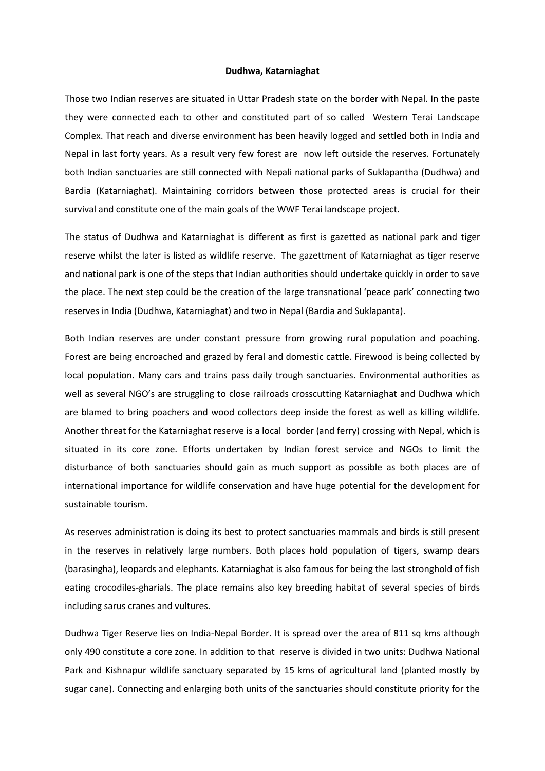**Dudhwa, Katarniaghat**

Those two Indian reserves are situated in Uttar Pradesh state on the border with Nepal. In the paste they were connected each to other and constituted part of so called Western Terai Landscape Complex. That reach and diverse environment has been heavily logged and settled both in India and Nepal in last forty years. As a result very few forest are now left outside the reserves. Fortunately both Indian sanctuaries are still connected with Nepali national parks of Suklapantha (Dudhwa) and Bardia (Katarniaghat). Maintaining corridors between those protected areas is crucial for their survival and constitute one of the main goals of the WWF Terai landscape project.

The status of Dudhwa and Katarniaghat is different as first is gazetted as national park and tiger reserve whilst the later is listed as wildlife reserve. The gazettment of Katarniaghat as tiger reserve and national park is one of the steps that Indian authorities should undertake quickly in order to save the place. The next step could be the creation of the large transnational 'peace park' connecting two reserves in India (Dudhwa, Katarniaghat) and two in Nepal (Bardia and Suklapanta).

Both Indian reserves are under constant pressure from growing rural population and poaching. Forest are being encroached and grazed by feral and domestic cattle. Firewood is being collected by local population. Many cars and trains pass daily trough sanctuaries. Environmental authorities as well as several NGO's are struggling to close railroads crosscutting Katarniaghat and Dudhwa which are blamed to bring poachers and wood collectors deep inside the forest as well as killing wildlife. Another threat for the Katarniaghat reserve is a local border (and ferry) crossing with Nepal, which is situated in its core zone. Efforts undertaken by Indian forest service and NGOs to limit the disturbance of both sanctuaries should gain as much support as possible as both places are of international importance for wildlife conservation and have huge potential for the development for sustainable tourism.

As reserves administration is doing its best to protect sanctuaries mammals and birds is still present in the reserves in relatively large numbers. Both places hold population of tigers, swamp dears (barasingha), leopards and elephants. Katarniaghat is also famous for being the last stronghold of fish eating crocodiles-gharials. The place remains also key breeding habitat of several species of birds including sarus cranes and vultures.

Dudhwa Tiger Reserve lies on India-Nepal Border. It is spread over the area of 811 sq kms although only 490 constitute a core zone. In addition to that reserve is divided in two units: Dudhwa National Park and Kishnapur wildlife sanctuary separated by 15 kms of agricultural land (planted mostly by sugar cane). Connecting and enlarging both units of the sanctuaries should constitute priority for the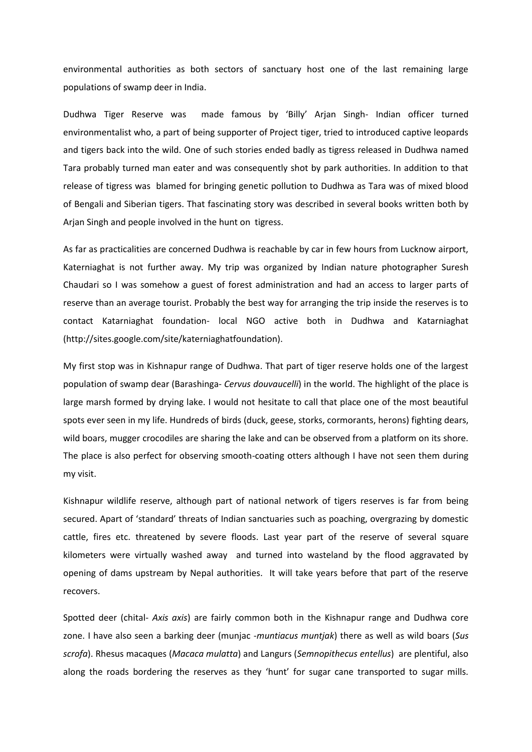environmental authorities as both sectors of sanctuary host one of the last remaining large populations of swamp deer in India.

Dudhwa Tiger Reserve was made famous by 'Billy' Arjan Singh- Indian officer turned environmentalist who, a part of being supporter of Project tiger, tried to introduced captive leopards and tigers back into the wild. One of such stories ended badly as tigress released in Dudhwa named Tara probably turned man eater and was consequently shot by park authorities. In addition to that release of tigress was blamed for bringing genetic pollution to Dudhwa as Tara was of mixed blood of Bengali and Siberian tigers. That fascinating story was described in several books written both by Arjan Singh and people involved in the hunt on tigress.

As far as practicalities are concerned Dudhwa is reachable by car in few hours from Lucknow airport, Katerniaghat is not further away. My trip was organized by Indian nature photographer Suresh Chaudari so I was somehow a guest of forest administration and had an access to larger parts of reserve than an average tourist. Probably the best way for arranging the trip inside the reserves is to contact Katarniaghat foundation- local NGO active both in Dudhwa and Katarniaghat (http://sites.google.com/site/katerniaghatfoundation).

My first stop was in Kishnapur range of Dudhwa. That part of tiger reserve holds one of the largest population of swamp dear (Barashinga- *Cervus douvaucelli*) in the world. The highlight of the place is large marsh formed by drying lake. I would not hesitate to call that place one of the most beautiful spots ever seen in my life. Hundreds of birds (duck, geese, storks, cormorants, herons) fighting dears, wild boars, mugger crocodiles are sharing the lake and can be observed from a platform on its shore. The place is also perfect for observing smooth-coating otters although I have not seen them during my visit.

Kishnapur wildlife reserve, although part of national network of tigers reserves is far from being secured. Apart of 'standard' threats of Indian sanctuaries such as poaching, overgrazing by domestic cattle, fires etc. threatened by severe floods. Last year part of the reserve of several square kilometers were virtually washed away and turned into wasteland by the flood aggravated by opening of dams upstream by Nepal authorities. It will take years before that part of the reserve recovers.

Spotted deer (chital- *Axis axis*) are fairly common both in the Kishnapur range and Dudhwa core zone. I have also seen a barking deer (munjac -*muntiacus muntjak*) there as well as wild boars (*Sus scrofa*). Rhesus macaques (*Macaca mulatta*) and Langurs (*Semnopithecus entellus*) are plentiful, also along the roads bordering the reserves as they 'hunt' for sugar cane transported to sugar mills.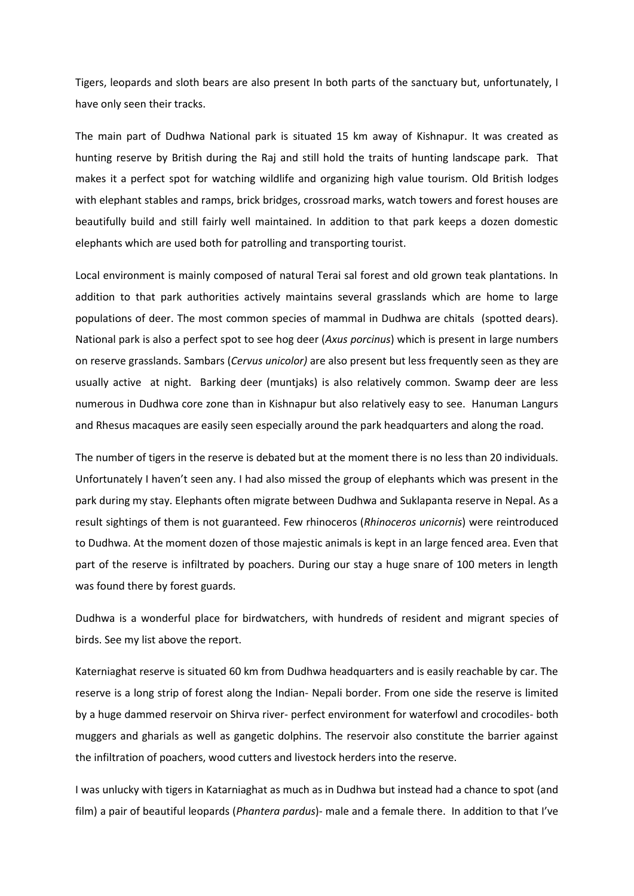Tigers, leopards and sloth bears are also present In both parts of the sanctuary but, unfortunately, I have only seen their tracks.

The main part of Dudhwa National park is situated 15 km away of Kishnapur. It was created as hunting reserve by British during the Raj and still hold the traits of hunting landscape park. That makes it a perfect spot for watching wildlife and organizing high value tourism. Old British lodges with elephant stables and ramps, brick bridges, crossroad marks, watch towers and forest houses are beautifully build and still fairly well maintained. In addition to that park keeps a dozen domestic elephants which are used both for patrolling and transporting tourist.

Local environment is mainly composed of natural Terai sal forest and old grown teak plantations. In addition to that park authorities actively maintains several grasslands which are home to large populations of deer. The most common species of mammal in Dudhwa are chitals (spotted dears). National park is also a perfect spot to see hog deer (*Axus porcinus*) which is present in large numbers on reserve grasslands. Sambars (*Cervus unicolor)* are also present but less frequently seen as they are usually active at night. Barking deer (muntjaks) is also relatively common. Swamp deer are less numerous in Dudhwa core zone than in Kishnapur but also relatively easy to see. Hanuman Langurs and Rhesus macaques are easily seen especially around the park headquarters and along the road.

The number of tigers in the reserve is debated but at the moment there is no less than 20 individuals. Unfortunately I haven't seen any. I had also missed the group of elephants which was present in the park during my stay. Elephants often migrate between Dudhwa and Suklapanta reserve in Nepal. As a result sightings of them is not guaranteed. Few rhinoceros (*Rhinoceros unicornis*) were reintroduced to Dudhwa. At the moment dozen of those majestic animals is kept in an large fenced area. Even that part of the reserve is infiltrated by poachers. During our stay a huge snare of 100 meters in length was found there by forest guards.

Dudhwa is a wonderful place for birdwatchers, with hundreds of resident and migrant species of birds. See my list above the report.

Katerniaghat reserve is situated 60 km from Dudhwa headquarters and is easily reachable by car. The reserve is a long strip of forest along the Indian- Nepali border. From one side the reserve is limited by a huge dammed reservoir on Shirva river- perfect environment for waterfowl and crocodiles- both muggers and gharials as well as gangetic dolphins. The reservoir also constitute the barrier against the infiltration of poachers, wood cutters and livestock herders into the reserve.

I was unlucky with tigers in Katarniaghat as much as in Dudhwa but instead had a chance to spot (and film) a pair of beautiful leopards (*Phantera pardus*)- male and a female there. In addition to that I've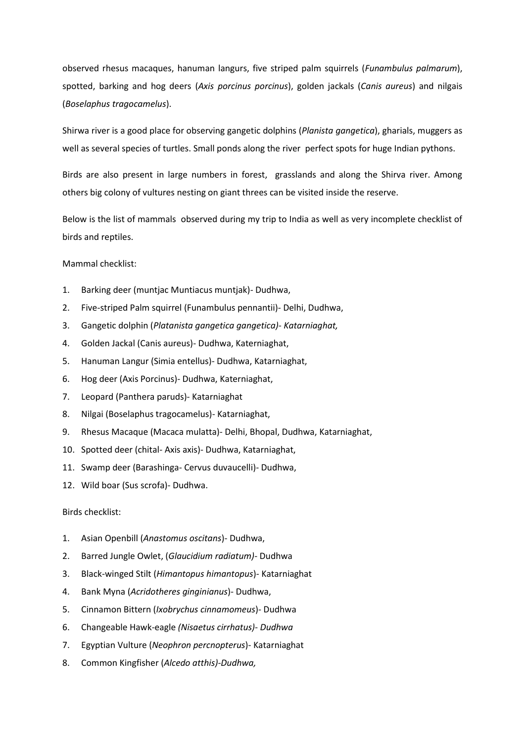observed rhesus macaques, hanuman langurs, five striped palm squirrels (*Funambulus palmarum*), spotted, barking and hog deers (*Axis porcinus porcinus*), golden jackals (*Canis aureus*) and nilgais (*Boselaphus tragocamelus*).

Shirwa river is a good place for observing gangetic dolphins (*Planista gangetica*), gharials, muggers as well as several species of turtles. Small ponds along the river perfect spots for huge Indian pythons.

Birds are also present in large numbers in forest, grasslands and along the Shirva river. Among others big colony of vultures nesting on giant threes can be visited inside the reserve.

Below is the list of mammals observed during my trip to India as well as very incomplete checklist of birds and reptiles.

Mammal checklist:

1. Barking deer (muntjac Muntiacus muntjak)- Dudhwa,
2. Five-striped Palm squirrel (Funambulus pennantii)- Delhi, Dudhwa,
3. Gangetic dolphin (*Platanista gangetica gangetica)- Katarniaghat,*
4. Golden Jackal (Canis aureus)- Dudhwa, Katerniaghat,
5. Hanuman Langur (Simia entellus)- Dudhwa, Katarniaghat,
6. Hog deer (Axis Porcinus)- Dudhwa, Katerniaghat,
7. Leopard (Panthera paruds)- Katarniaghat
8. Nilgai (Boselaphus tragocamelus)- Katarniaghat,
9. Rhesus Macaque (Macaca mulatta)- Delhi, Bhopal, Dudhwa, Katarniaghat,
10. Spotted deer (chital- Axis axis)- Dudhwa, Katarniaghat,
11. Swamp deer (Barashinga- Cervus duvaucelli)- Dudhwa,
12. Wild boar (Sus scrofa)- Dudhwa.

Birds checklist:

1. Asian Openbill (*Anastomus oscitans*)- Dudhwa,
2. Barred Jungle Owlet, (*Glaucidium radiatum)*- Dudhwa
3. Black-winged Stilt (*Himantopus himantopus*)- Katarniaghat
4. Bank Myna (*Acridotheres ginginianus*)- Dudhwa,
5. Cinnamon Bittern (*Ixobrychus cinnamomeus*)- Dudhwa
6. Changeable Hawk-eagle *(Nisaetus cirrhatus)- Dudhwa*
7. Egyptian Vulture (*Neophron percnopterus*)- Katarniaghat
8. Common Kingfisher (*Alcedo atthis)-Dudhwa,*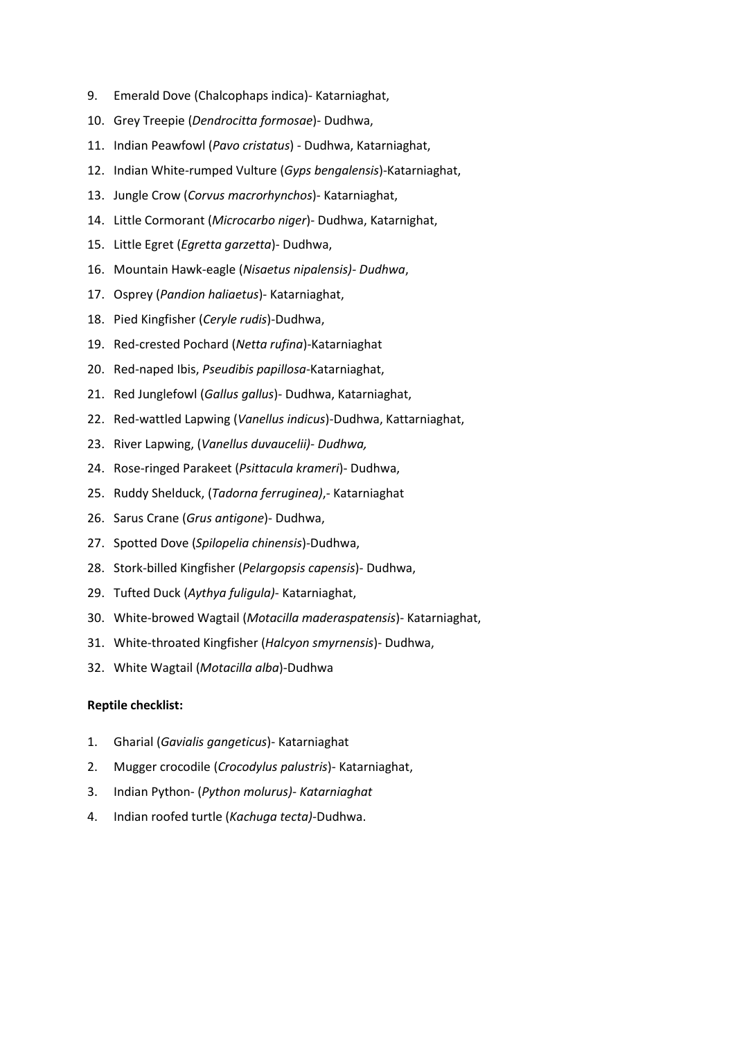9. Emerald Dove (Chalcophaps indica)- Katarniaghat,
10. Grey Treepie (*Dendrocitta formosae*)- Dudhwa,
11. Indian Peawfowl (*Pavo cristatus*) - Dudhwa, Katarniaghat,
12. Indian White-rumped Vulture (*Gyps bengalensis*)-Katarniaghat,
13. Jungle Crow (*Corvus macrorhynchos*)- Katarniaghat,
14. Little Cormorant (*Microcarbo niger*)- Dudhwa, Katarnighat,
15. Little Egret (*Egretta garzetta*)- Dudhwa,
16. Mountain Hawk-eagle (*Nisaetus nipalensis)- Dudhwa*,
17. Osprey (*Pandion haliaetus*)- Katarniaghat,
18. Pied Kingfisher (*Ceryle rudis*)-Dudhwa,
19. Red-crested Pochard (*Netta rufina*)-Katarniaghat
20. Red-naped Ibis, *Pseudibis papillosa*-Katarniaghat,
21. Red Junglefowl (*Gallus gallus*)- Dudhwa, Katarniaghat,
22. Red-wattled Lapwing (*Vanellus indicus*)-Dudhwa, Kattarniaghat,
23. River Lapwing, (*Vanellus duvaucelii)- Dudhwa,*
24. Rose-ringed Parakeet (*Psittacula krameri*)- Dudhwa,
25. Ruddy Shelduck, (*Tadorna ferruginea)*,- Katarniaghat
26. Sarus Crane (*Grus antigone*)- Dudhwa,
27. Spotted Dove (*Spilopelia chinensis*)-Dudhwa,
28. Stork-billed Kingfisher (*Pelargopsis capensis*)- Dudhwa,
29. Tufted Duck (*Aythya fuligula)*- Katarniaghat,
30. White-browed Wagtail (*Motacilla maderaspatensis*)- Katarniaghat,
31. White-throated Kingfisher (*Halcyon smyrnensis*)- Dudhwa,
32. White Wagtail (*Motacilla alba*)-Dudhwa

**Reptile checklist:**

1. Gharial (*Gavialis gangeticus*)- Katarniaghat
2. Mugger crocodile (*Crocodylus palustris*)- Katarniaghat,
3. Indian Python- (*Python molurus)- Katarniaghat*
4. Indian roofed turtle (*Kachuga tecta)*-Dudhwa.